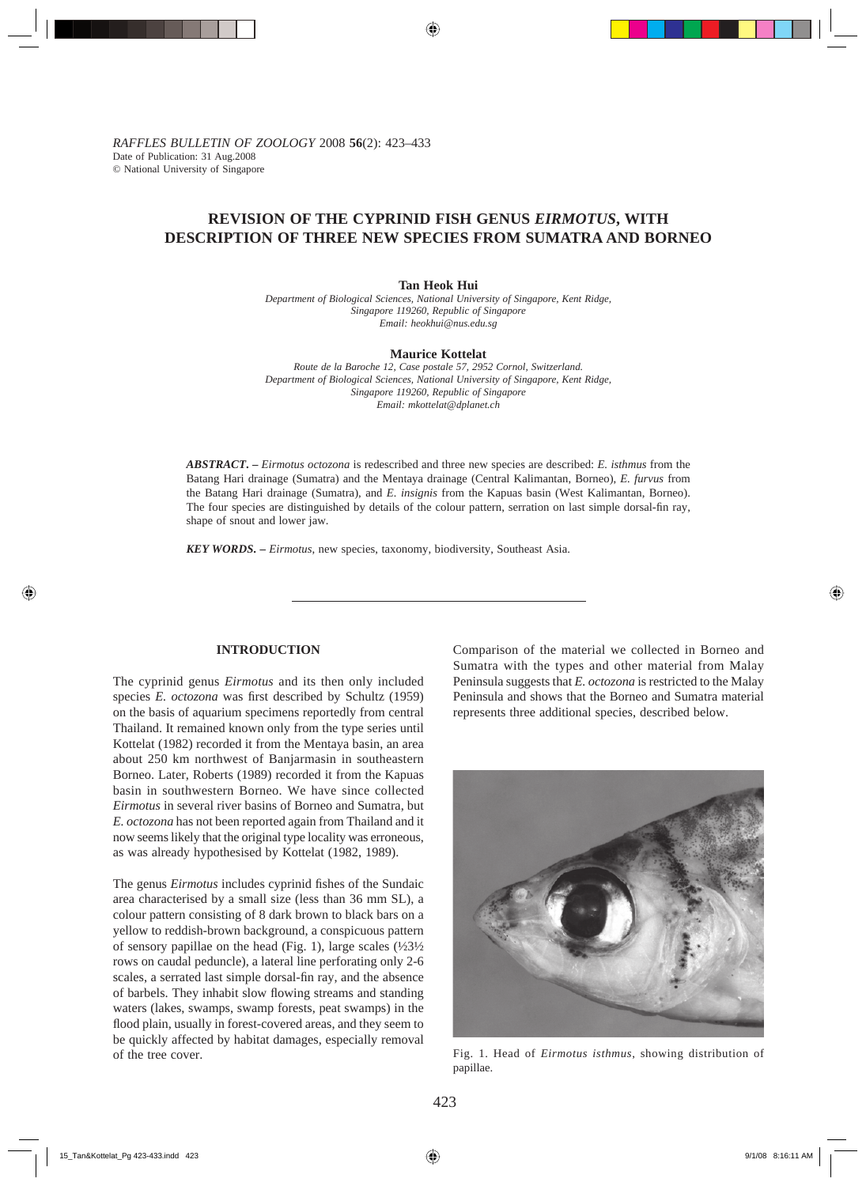RAFFLES BULLETIN OF ZOOLOGY 2008 **56**(2): 423–433
Date of Publication: 31 Aug.2008
© National University of Singapore

# REVISION OF THE CYPRINID FISH GENUS *EIRMOTUS*, WITH DESCRIPTION OF THREE NEW SPECIES FROM SUMATRA AND BORNEO

**Tan Heok Hui**

*Department of Biological Sciences, National University of Singapore, Kent Ridge, Singapore 119260, Republic of Singapore*
*Email: heokhui@nus.edu.sg*

**Maurice Kottelat**

*Route de la Baroche 12, Case postale 57, 2952 Cornol, Switzerland.*
*Department of Biological Sciences, National University of Singapore, Kent Ridge, Singapore 119260, Republic of Singapore*
*Email: mkottelat@dplanet.ch*

***ABSTRACT.*** – *Eirmotus octozona* is redescribed and three new species are described: *E. isthmus* from the Batang Hari drainage (Sumatra) and the Mentaya drainage (Central Kalimantan, Borneo), *E. furvus* from the Batang Hari drainage (Sumatra), and *E. insignis* from the Kapuas basin (West Kalimantan, Borneo). The four species are distinguished by details of the colour pattern, serration on last simple dorsal-fin ray, shape of snout and lower jaw.

***KEY WORDS.*** – *Eirmotus*, new species, taxonomy, biodiversity, Southeast Asia.

## INTRODUCTION

The cyprinid genus *Eirmotus* and its then only included species *E. octozona* was first described by Schultz (1959) on the basis of aquarium specimens reportedly from central Thailand. It remained known only from the type series until Kottelat (1982) recorded it from the Mentaya basin, an area about 250 km northwest of Banjarmasin in southeastern Borneo. Later, Roberts (1989) recorded it from the Kapuas basin in southwestern Borneo. We have since collected *Eirmotus* in several river basins of Borneo and Sumatra, but *E. octozona* has not been reported again from Thailand and it now seems likely that the original type locality was erroneous, as was already hypothesised by Kottelat (1982, 1989).

The genus *Eirmotus* includes cyprinid fishes of the Sundaic area characterised by a small size (less than 36 mm SL), a colour pattern consisting of 8 dark brown to black bars on a yellow to reddish-brown background, a conspicuous pattern of sensory papillae on the head (Fig. 1), large scales (½3½ rows on caudal peduncle), a lateral line perforating only 2-6 scales, a serrated last simple dorsal-fin ray, and the absence of barbels. They inhabit slow flowing streams and standing waters (lakes, swamps, swamp forests, peat swamps) in the flood plain, usually in forest-covered areas, and they seem to be quickly affected by habitat damages, especially removal of the tree cover.

Comparison of the material we collected in Borneo and Sumatra with the types and other material from Malay Peninsula suggests that *E. octozona* is restricted to the Malay Peninsula and shows that the Borneo and Sumatra material represents three additional species, described below.

Fig. 1. Head of *Eirmotus isthmus*, showing distribution of papillae.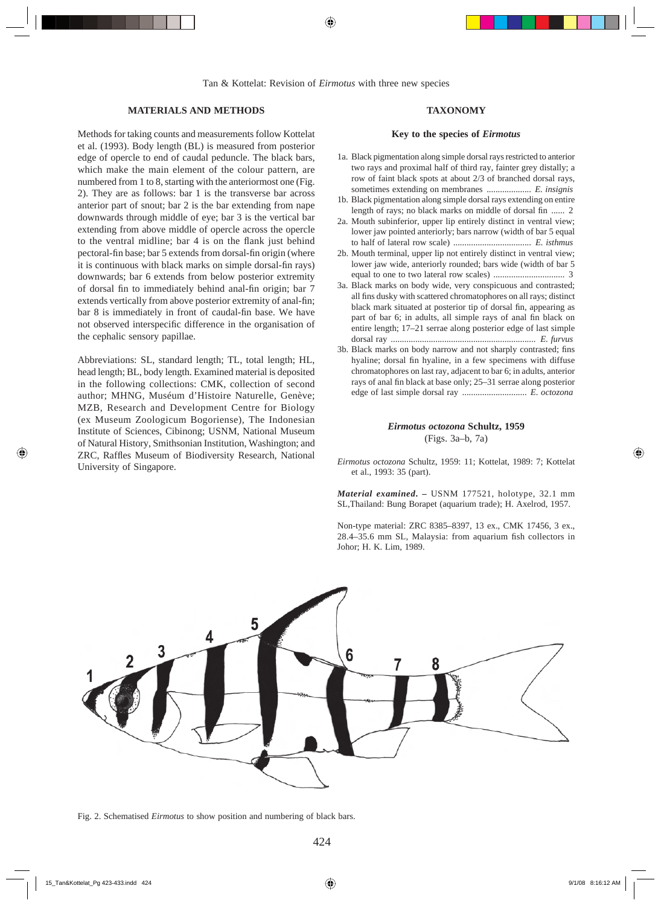## MATERIALS AND METHODS

Methods for taking counts and measurements follow Kottelat et al. (1993). Body length (BL) is measured from posterior edge of opercle to end of caudal peduncle. The black bars, which make the main element of the colour pattern, are numbered from 1 to 8, starting with the anteriormost one (Fig. 2). They are as follows: bar 1 is the transverse bar across anterior part of snout; bar 2 is the bar extending from nape downwards through middle of eye; bar 3 is the vertical bar extending from above middle of opercle across the opercle to the ventral midline; bar 4 is on the flank just behind pectoral-fin base; bar 5 extends from dorsal-fin origin (where it is continuous with black marks on simple dorsal-fin rays) downwards; bar 6 extends from below posterior extremity of dorsal fin to immediately behind anal-fin origin; bar 7 extends vertically from above posterior extremity of anal-fin; bar 8 is immediately in front of caudal-fin base. We have not observed interspecific difference in the organisation of the cephalic sensory papillae.

Abbreviations: SL, standard length; TL, total length; HL, head length; BL, body length. Examined material is deposited in the following collections: CMK, collection of second author; MHNG, Muséum d'Histoire Naturelle, Genève; MZB, Research and Development Centre for Biology (ex Museum Zoologicum Bogoriense), The Indonesian Institute of Sciences, Cibinong; USNM, National Museum of Natural History, Smithsonian Institution, Washington; and ZRC, Raffles Museum of Biodiversity Research, National University of Singapore.

## TAXONOMY

### Key to the species of *Eirmotus*

1a. Black pigmentation along simple dorsal rays restricted to anterior two rays and proximal half of third ray, fainter grey distally; a row of faint black spots at about 2/3 of branched dorsal rays, sometimes extending on membranes .................... *E. insignis*

1b. Black pigmentation along simple dorsal rays extending on entire length of rays; no black marks on middle of dorsal fin ...... 2

2a. Mouth subinferior, upper lip entirely distinct in ventral view; lower jaw pointed anteriorly; bars narrow (width of bar 5 equal to half of lateral row scale) ................................... *E. isthmus*

2b. Mouth terminal, upper lip not entirely distinct in ventral view; lower jaw wide, anteriorly rounded; bars wide (width of bar 5 equal to one to two lateral row scales) ................................ 3

3a. Black marks on body wide, very conspicuous and contrasted; all fins dusky with scattered chromatophores on all rays; distinct black mark situated at posterior tip of dorsal fin, appearing as part of bar 6; in adults, all simple rays of anal fin black on entire length; 17–21 serrae along posterior edge of last simple dorsal ray ................................................................ *E. furvus*

3b. Black marks on body narrow and not sharply contrasted; fins hyaline; dorsal fin hyaline, in a few specimens with diffuse chromatophores on last ray, adjacent to bar 6; in adults, anterior rays of anal fin black at base only; 25–31 serrae along posterior edge of last simple dorsal ray ............................. *E. octozona*

### *Eirmotus octozona* Schultz, 1959
(Figs. 3a–b, 7a)

*Eirmotus octozona* Schultz, 1959: 11; Kottelat, 1989: 7; Kottelat et al., 1993: 35 (part).

***Material examined.*** – USNM 177521, holotype, 32.1 mm SL,Thailand: Bung Borapet (aquarium trade); H. Axelrod, 1957.

Non-type material: ZRC 8385–8397, 13 ex., CMK 17456, 3 ex., 28.4–35.6 mm SL, Malaysia: from aquarium fish collectors in Johor; H. K. Lim, 1989.

Fig. 2. Schematised *Eirmotus* to show position and numbering of black bars.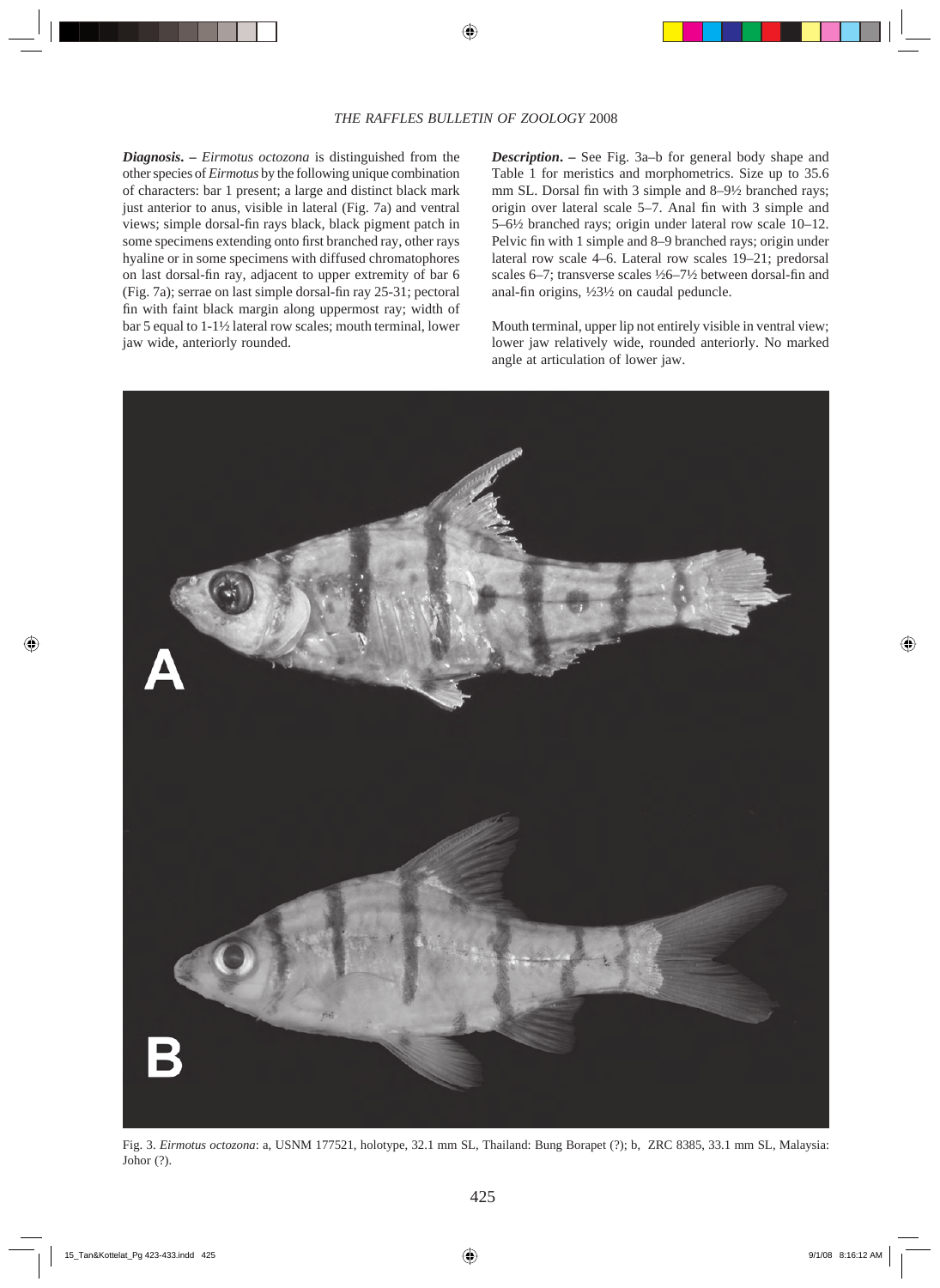***Diagnosis*. –** *Eirmotus octozona* is distinguished from the other species of *Eirmotus* by the following unique combination of characters: bar 1 present; a large and distinct black mark just anterior to anus, visible in lateral (Fig. 7a) and ventral views; simple dorsal-fin rays black, black pigment patch in some specimens extending onto first branched ray, other rays hyaline or in some specimens with diffused chromatophores on last dorsal-fin ray, adjacent to upper extremity of bar 6 (Fig. 7a); serrae on last simple dorsal-fin ray 25-31; pectoral fin with faint black margin along uppermost ray; width of bar 5 equal to 1-1½ lateral row scales; mouth terminal, lower jaw wide, anteriorly rounded.

***Description*. –** See Fig. 3a–b for general body shape and Table 1 for meristics and morphometrics. Size up to 35.6 mm SL. Dorsal fin with 3 simple and 8–9½ branched rays; origin over lateral scale 5–7. Anal fin with 3 simple and 5–6½ branched rays; origin under lateral row scale 10–12. Pelvic fin with 1 simple and 8–9 branched rays; origin under lateral row scale 4–6. Lateral row scales 19–21; predorsal scales 6–7; transverse scales ½6–7½ between dorsal-fin and anal-fin origins, ½3½ on caudal peduncle.

Mouth terminal, upper lip not entirely visible in ventral view; lower jaw relatively wide, rounded anteriorly. No marked angle at articulation of lower jaw.

Fig. 3. *Eirmotus octozona*: a, USNM 177521, holotype, 32.1 mm SL, Thailand: Bung Borapet (?); b, ZRC 8385, 33.1 mm SL, Malaysia: Johor (?).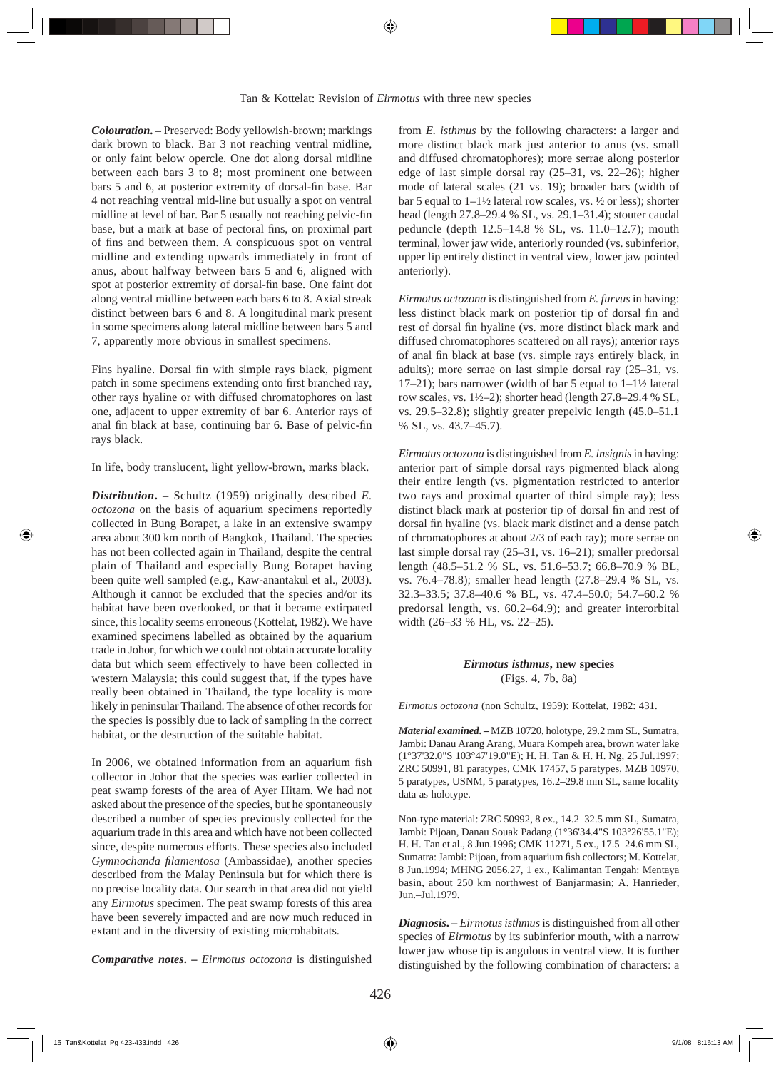***Colouration.*** **–** Preserved: Body yellowish-brown; markings dark brown to black. Bar 3 not reaching ventral midline, or only faint below opercle. One dot along dorsal midline between each bars 3 to 8; most prominent one between bars 5 and 6, at posterior extremity of dorsal-fin base. Bar 4 not reaching ventral mid-line but usually a spot on ventral midline at level of bar. Bar 5 usually not reaching pelvic-fin base, but a mark at base of pectoral fins, on proximal part of fins and between them. A conspicuous spot on ventral midline and extending upwards immediately in front of anus, about halfway between bars 5 and 6, aligned with spot at posterior extremity of dorsal-fin base. One faint dot along ventral midline between each bars 6 to 8. Axial streak distinct between bars 6 and 8. A longitudinal mark present in some specimens along lateral midline between bars 5 and 7, apparently more obvious in smallest specimens.

Fins hyaline. Dorsal fin with simple rays black, pigment patch in some specimens extending onto first branched ray, other rays hyaline or with diffused chromatophores on last one, adjacent to upper extremity of bar 6. Anterior rays of anal fin black at base, continuing bar 6. Base of pelvic-fin rays black.

In life, body translucent, light yellow-brown, marks black.

***Distribution.*** **–** Schultz (1959) originally described *E. octozona* on the basis of aquarium specimens reportedly collected in Bung Borapet, a lake in an extensive swampy area about 300 km north of Bangkok, Thailand. The species has not been collected again in Thailand, despite the central plain of Thailand and especially Bung Borapet having been quite well sampled (e.g., Kaw-anantakul et al., 2003). Although it cannot be excluded that the species and/or its habitat have been overlooked, or that it became extirpated since, this locality seems erroneous (Kottelat, 1982). We have examined specimens labelled as obtained by the aquarium trade in Johor, for which we could not obtain accurate locality data but which seem effectively to have been collected in western Malaysia; this could suggest that, if the types have really been obtained in Thailand, the type locality is more likely in peninsular Thailand. The absence of other records for the species is possibly due to lack of sampling in the correct habitat, or the destruction of the suitable habitat.

In 2006, we obtained information from an aquarium fish collector in Johor that the species was earlier collected in peat swamp forests of the area of Ayer Hitam. We had not asked about the presence of the species, but he spontaneously described a number of species previously collected for the aquarium trade in this area and which have not been collected since, despite numerous efforts. These species also included *Gymnochanda filamentosa* (Ambassidae), another species described from the Malay Peninsula but for which there is no precise locality data. Our search in that area did not yield any *Eirmotus* specimen. The peat swamp forests of this area have been severely impacted and are now much reduced in extant and in the diversity of existing microhabitats.

***Comparative notes.*** **–** *Eirmotus octozona* is distinguished from *E. isthmus* by the following characters: a larger and more distinct black mark just anterior to anus (vs. small and diffused chromatophores); more serrae along posterior edge of last simple dorsal ray (25–31, vs. 22–26); higher mode of lateral scales (21 vs. 19); broader bars (width of bar 5 equal to 1–1½ lateral row scales, vs. ½ or less); shorter head (length 27.8–29.4 % SL, vs. 29.1–31.4); stouter caudal peduncle (depth 12.5–14.8 % SL, vs. 11.0–12.7); mouth terminal, lower jaw wide, anteriorly rounded (vs. subinferior, upper lip entirely distinct in ventral view, lower jaw pointed anteriorly).

*Eirmotus octozona* is distinguished from *E. furvus* in having: less distinct black mark on posterior tip of dorsal fin and rest of dorsal fin hyaline (vs. more distinct black mark and diffused chromatophores scattered on all rays); anterior rays of anal fin black at base (vs. simple rays entirely black, in adults); more serrae on last simple dorsal ray (25–31, vs. 17–21); bars narrower (width of bar 5 equal to 1–1½ lateral row scales, vs. 1½–2); shorter head (length 27.8–29.4 % SL, vs. 29.5–32.8); slightly greater prepelvic length (45.0–51.1 % SL, vs. 43.7–45.7).

*Eirmotus octozona* is distinguished from *E. insignis* in having: anterior part of simple dorsal rays pigmented black along their entire length (vs. pigmentation restricted to anterior two rays and proximal quarter of third simple ray); less distinct black mark at posterior tip of dorsal fin and rest of dorsal fin hyaline (vs. black mark distinct and a dense patch of chromatophores at about 2/3 of each ray); more serrae on last simple dorsal ray (25–31, vs. 16–21); smaller predorsal length (48.5–51.2 % SL, vs. 51.6–53.7; 66.8–70.9 % BL, vs. 76.4–78.8); smaller head length (27.8–29.4 % SL, vs. 32.3–33.5; 37.8–40.6 % BL, vs. 47.4–50.0; 54.7–60.2 % predorsal length, vs. 60.2–64.9); and greater interorbital width (26–33 % HL, vs. 22–25).

## *Eirmotus isthmus*, new species

(Figs. 4, 7b, 8a)

*Eirmotus octozona* (non Schultz, 1959): Kottelat, 1982: 431.

***Material examined.*** **–** MZB 10720, holotype, 29.2 mm SL, Sumatra, Jambi: Danau Arang Arang, Muara Kompeh area, brown water lake (1°37'32.0"S 103°47'19.0"E); H. H. Tan & H. H. Ng, 25 Jul.1997; ZRC 50991, 81 paratypes, CMK 17457, 5 paratypes, MZB 10970, 5 paratypes, USNM, 5 paratypes, 16.2–29.8 mm SL, same locality data as holotype.

Non-type material: ZRC 50992, 8 ex., 14.2–32.5 mm SL, Sumatra, Jambi: Pijoan, Danau Souak Padang (1°36'34.4"S 103°26'55.1"E); H. H. Tan et al., 8 Jun.1996; CMK 11271, 5 ex., 17.5–24.6 mm SL, Sumatra: Jambi: Pijoan, from aquarium fish collectors; M. Kottelat, 8 Jun.1994; MHNG 2056.27, 1 ex., Kalimantan Tengah: Mentaya basin, about 250 km northwest of Banjarmasin; A. Hanrieder, Jun.–Jul.1979.

***Diagnosis.*** **–** *Eirmotus isthmus* is distinguished from all other species of *Eirmotus* by its subinferior mouth, with a narrow lower jaw whose tip is angulous in ventral view. It is further distinguished by the following combination of characters: a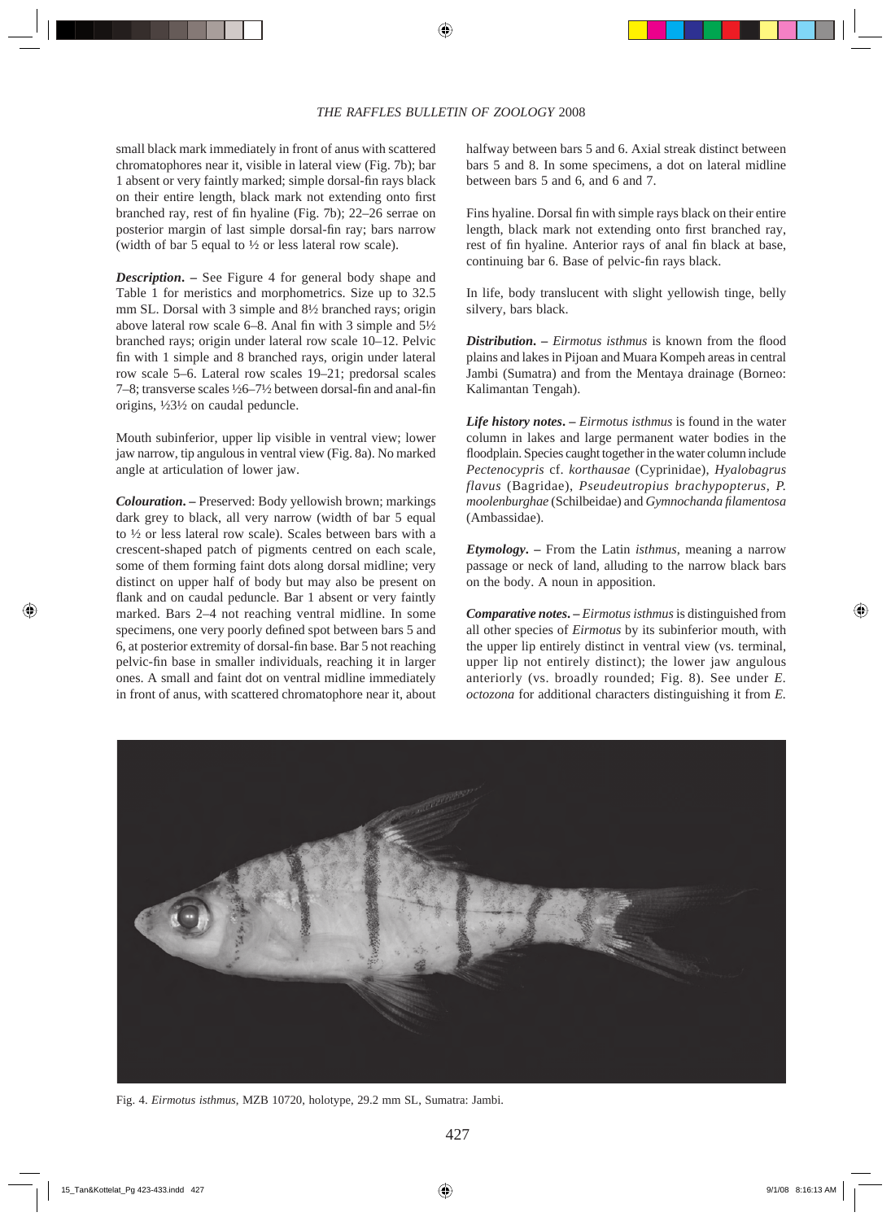small black mark immediately in front of anus with scattered chromatophores near it, visible in lateral view (Fig. 7b); bar 1 absent or very faintly marked; simple dorsal-fin rays black on their entire length, black mark not extending onto first branched ray, rest of fin hyaline (Fig. 7b); 22–26 serrae on posterior margin of last simple dorsal-fin ray; bars narrow (width of bar 5 equal to ½ or less lateral row scale).

***Description***. – See Figure 4 for general body shape and Table 1 for meristics and morphometrics. Size up to 32.5 mm SL. Dorsal with 3 simple and 8½ branched rays; origin above lateral row scale 6–8. Anal fin with 3 simple and 5½ branched rays; origin under lateral row scale 10–12. Pelvic fin with 1 simple and 8 branched rays, origin under lateral row scale 5–6. Lateral row scales 19–21; predorsal scales 7–8; transverse scales ½6–7½ between dorsal-fin and anal-fin origins, ½3½ on caudal peduncle.

Mouth subinferior, upper lip visible in ventral view; lower jaw narrow, tip angulous in ventral view (Fig. 8a). No marked angle at articulation of lower jaw.

***Colouration***. – Preserved: Body yellowish brown; markings dark grey to black, all very narrow (width of bar 5 equal to ½ or less lateral row scale). Scales between bars with a crescent-shaped patch of pigments centred on each scale, some of them forming faint dots along dorsal midline; very distinct on upper half of body but may also be present on flank and on caudal peduncle. Bar 1 absent or very faintly marked. Bars 2–4 not reaching ventral midline. In some specimens, one very poorly defined spot between bars 5 and 6, at posterior extremity of dorsal-fin base. Bar 5 not reaching pelvic-fin base in smaller individuals, reaching it in larger ones. A small and faint dot on ventral midline immediately in front of anus, with scattered chromatophore near it, about halfway between bars 5 and 6. Axial streak distinct between bars 5 and 8. In some specimens, a dot on lateral midline between bars 5 and 6, and 6 and 7.

Fins hyaline. Dorsal fin with simple rays black on their entire length, black mark not extending onto first branched ray, rest of fin hyaline. Anterior rays of anal fin black at base, continuing bar 6. Base of pelvic-fin rays black.

In life, body translucent with slight yellowish tinge, belly silvery, bars black.

***Distribution***. – *Eirmotus isthmus* is known from the flood plains and lakes in Pijoan and Muara Kompeh areas in central Jambi (Sumatra) and from the Mentaya drainage (Borneo: Kalimantan Tengah).

***Life history notes***. – *Eirmotus isthmus* is found in the water column in lakes and large permanent water bodies in the floodplain. Species caught together in the water column include *Pectenocypris* cf. *korthausae* (Cyprinidae), *Hyalobagrus flavus* (Bagridae), *Pseudeutropius brachypopterus*, *P. moolenburghae* (Schilbeidae) and *Gymnochanda filamentosa* (Ambassidae).

***Etymology***. – From the Latin *isthmus*, meaning a narrow passage or neck of land, alluding to the narrow black bars on the body. A noun in apposition.

***Comparative notes***. – *Eirmotus isthmus* is distinguished from all other species of *Eirmotus* by its subinferior mouth, with the upper lip entirely distinct in ventral view (vs. terminal, upper lip not entirely distinct); the lower jaw angulous anteriorly (vs. broadly rounded; Fig. 8). See under *E. octozona* for additional characters distinguishing it from *E.*

Fig. 4. *Eirmotus isthmus*, MZB 10720, holotype, 29.2 mm SL, Sumatra: Jambi.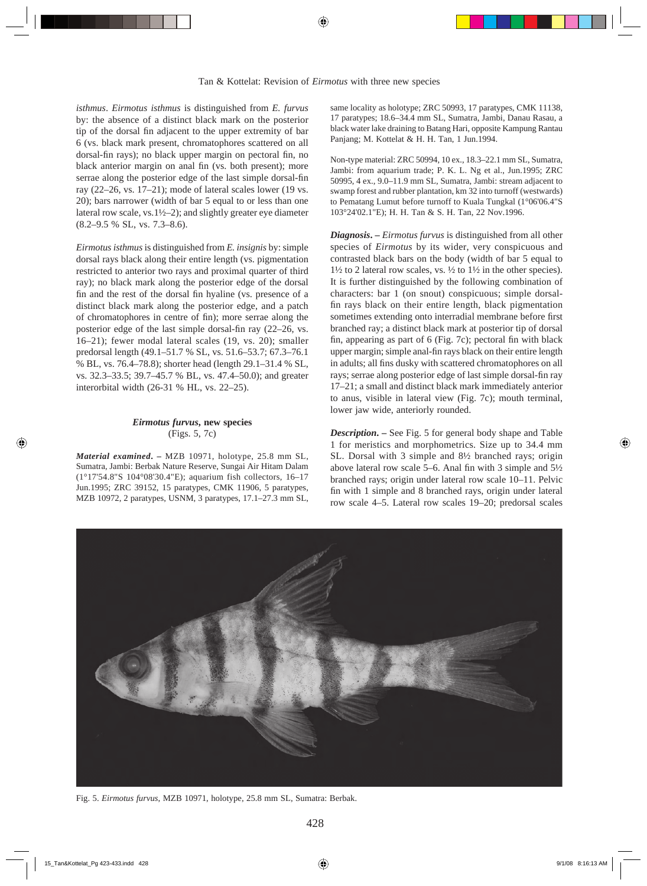*isthmus*. *Eirmotus isthmus* is distinguished from *E. furvus* by: the absence of a distinct black mark on the posterior tip of the dorsal fin adjacent to the upper extremity of bar 6 (vs. black mark present, chromatophores scattered on all dorsal-fin rays); no black upper margin on pectoral fin, no black anterior margin on anal fin (vs. both present); more serrae along the posterior edge of the last simple dorsal-fin ray (22–26, vs. 17–21); mode of lateral scales lower (19 vs. 20); bars narrower (width of bar 5 equal to or less than one lateral row scale, vs.1½–2); and slightly greater eye diameter (8.2–9.5 % SL, vs. 7.3–8.6).

*Eirmotus isthmus* is distinguished from *E. insignis* by: simple dorsal rays black along their entire length (vs. pigmentation restricted to anterior two rays and proximal quarter of third ray); no black mark along the posterior edge of the dorsal fin and the rest of the dorsal fin hyaline (vs. presence of a distinct black mark along the posterior edge, and a patch of chromatophores in centre of fin); more serrae along the posterior edge of the last simple dorsal-fin ray (22–26, vs. 16–21); fewer modal lateral scales (19, vs. 20); smaller predorsal length (49.1–51.7 % SL, vs. 51.6–53.7; 67.3–76.1 % BL, vs. 76.4–78.8); shorter head (length 29.1–31.4 % SL, vs. 32.3–33.5; 39.7–45.7 % BL, vs. 47.4–50.0); and greater interorbital width (26-31 % HL, vs. 22–25).

### *Eirmotus furvus*, new species
(Figs. 5, 7c)

***Material examined*. –** MZB 10971, holotype, 25.8 mm SL, Sumatra, Jambi: Berbak Nature Reserve, Sungai Air Hitam Dalam (1°17'54.8"S 104°08'30.4"E); aquarium fish collectors, 16–17 Jun.1995; ZRC 39152, 15 paratypes, CMK 11906, 5 paratypes, MZB 10972, 2 paratypes, USNM, 3 paratypes, 17.1–27.3 mm SL, same locality as holotype; ZRC 50993, 17 paratypes, CMK 11138, 17 paratypes; 18.6–34.4 mm SL, Sumatra, Jambi, Danau Rasau, a black water lake draining to Batang Hari, opposite Kampung Rantau Panjang; M. Kottelat & H. H. Tan, 1 Jun.1994.

Non-type material: ZRC 50994, 10 ex., 18.3–22.1 mm SL, Sumatra, Jambi: from aquarium trade; P. K. L. Ng et al., Jun.1995; ZRC 50995, 4 ex., 9.0–11.9 mm SL, Sumatra, Jambi: stream adjacent to swamp forest and rubber plantation, km 32 into turnoff (westwards) to Pematang Lumut before turnoff to Kuala Tungkal (1°06'06.4"S 103°24'02.1"E); H. H. Tan & S. H. Tan, 22 Nov.1996.

***Diagnosis*. –** *Eirmotus furvus* is distinguished from all other species of *Eirmotus* by its wider, very conspicuous and contrasted black bars on the body (width of bar 5 equal to 1½ to 2 lateral row scales, vs. ½ to 1½ in the other species). It is further distinguished by the following combination of characters: bar 1 (on snout) conspicuous; simple dorsal-fin rays black on their entire length, black pigmentation sometimes extending onto interradial membrane before first branched ray; a distinct black mark at posterior tip of dorsal fin, appearing as part of 6 (Fig. 7c); pectoral fin with black upper margin; simple anal-fin rays black on their entire length in adults; all fins dusky with scattered chromatophores on all rays; serrae along posterior edge of last simple dorsal-fin ray 17–21; a small and distinct black mark immediately anterior to anus, visible in lateral view (Fig. 7c); mouth terminal, lower jaw wide, anteriorly rounded.

***Description*. –** See Fig. 5 for general body shape and Table 1 for meristics and morphometrics. Size up to 34.4 mm SL. Dorsal with 3 simple and 8½ branched rays; origin above lateral row scale 5–6. Anal fin with 3 simple and 5½ branched rays; origin under lateral row scale 10–11. Pelvic fin with 1 simple and 8 branched rays, origin under lateral row scale 4–5. Lateral row scales 19–20; predorsal scales

Fig. 5. *Eirmotus furvus*, MZB 10971, holotype, 25.8 mm SL, Sumatra: Berbak.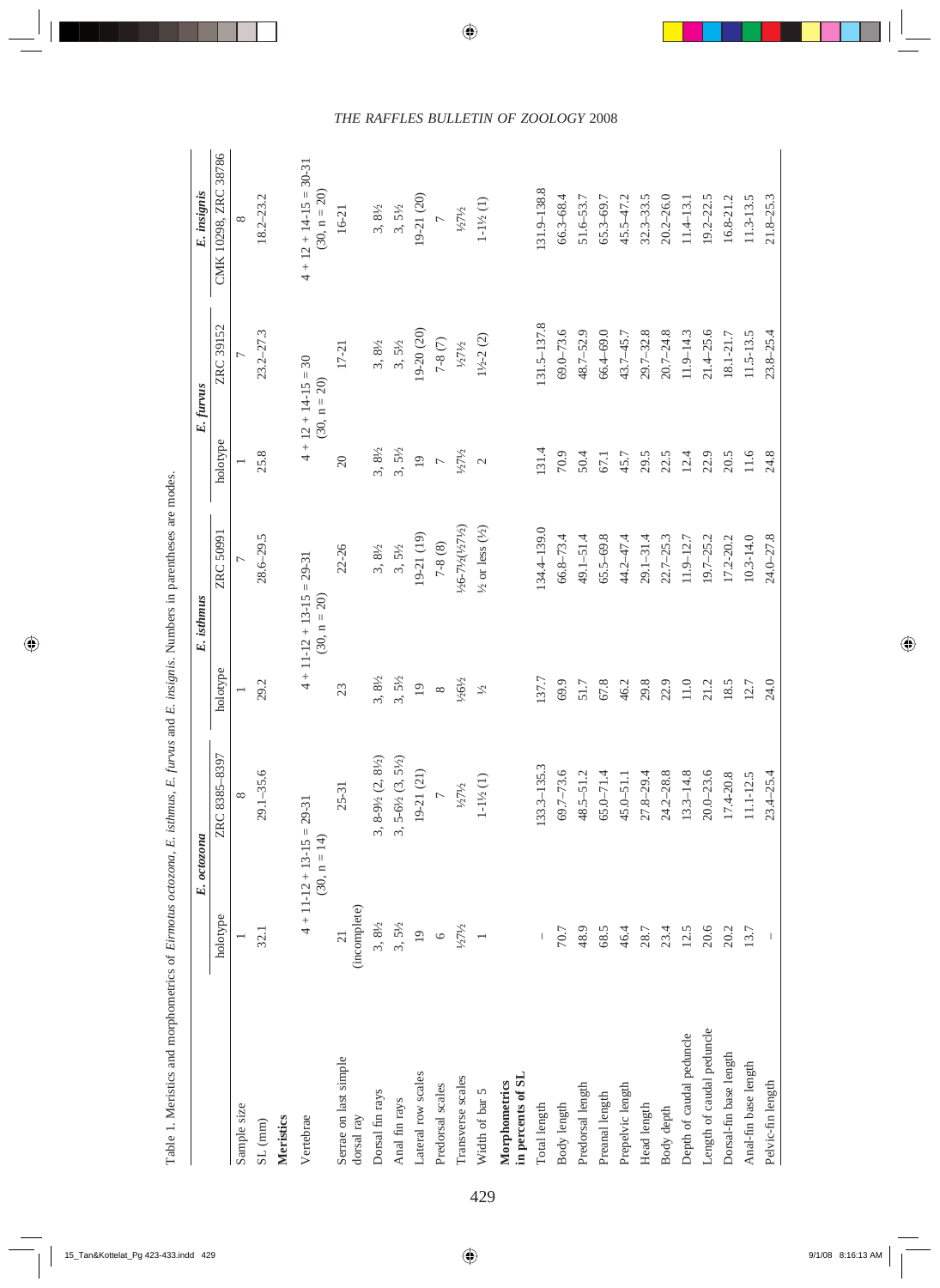Table 1. Meristics and morphometrics of *Eirmotus octozona*, *E. isthmus*, *E. furvus* and *E. insignis*. Numbers in parentheses are modes.

| | *E. octozona* | | *E. isthmus* | | *E. furvus* | | *E. insignis* |
|---|---|---|---|---|---|---|---|
| | holotype | ZRC 8385-8397 | holotype | ZRC 50991 | holotype | ZRC 39152 | CMK 10298, ZRC 38786 |
| Sample size | 1 | 8 | 1 | 7 | 1 | 7 | 8 |
| SL (mm) | 32.1 | 29.1–35.6 | 29.2 | 28.6–29.5 | 25.8 | 23.2–27.3 | 18.2–23.2 |
| **Meristics** | | | | | | | |
| Vertebrae | 4 + 11-12 + 13-15 = 29-31 (30, n = 14) | | 4 + 11-12 + 13-15 = 29-31 (30, n = 20) | | 4 + 12 + 14-15 = 30 (30, n = 20) | | 4 + 12 + 14-15 = 30-31 (30, n = 20) |
| Serrae on last simple dorsal ray | 21 (incomplete) | 25-31 | 23 | 22-26 | 20 | 17-21 | 16-21 |
| Dorsal fin rays | 3, 8½ | 3, 8-9½ (2, 8½) | 3, 8½ | 3, 8½ | 3, 8½ | 3, 8½ | 3, 8½ |
| Anal fin rays | 3, 5½ | 3, 5-6½ (3, 5½) | 3, 5½ | 3, 5½ | 3, 5½ | 3, 5½ | 3, 5½ |
| Lateral row scales | 19 | 19-21 (21) | 19 | 19-21 (19) | 19 | 19-20 (20) | 19-21 (20) |
| Predorsal scales | 6 | 7 | 8 | 7-8 (8) | 7 | 7-8 (7) | 7 |
| Transverse scales | ½7½ | ½7½ | ½6½ | ½6-7½(½7½) | ½7½ | ½7½ | ½7½ |
| Width of bar 5 | 1 | 1-1½ (1) | ½ | ½ or less (½) | 2 | 1½-2 (2) | 1-1½ (1) |
| **Morphometrics in percents of SL** | | | | | | | |
| Total length | – | 133.3–135.3 | 137.7 | 134.4–139.0 | 131.4 | 131.5–137.8 | 131.9–138.8 |
| Body length | 70.7 | 69.7–73.6 | 69.9 | 66.8–73.4 | 70.9 | 69.0–73.6 | 66.3–68.4 |
| Predorsal length | 48.9 | 48.5–51.2 | 51.7 | 49.1–51.4 | 50.4 | 48.7–52.9 | 51.6–53.7 |
| Preanal length | 68.5 | 65.0–71.4 | 67.8 | 65.5–69.8 | 67.1 | 66.4–69.0 | 65.3–69.7 |
| Prepelvic length | 46.4 | 45.0–51.1 | 46.2 | 44.2–47.4 | 45.7 | 43.7–45.7 | 45.5–47.2 |
| Head length | 28.7 | 27.8–29.4 | 29.8 | 29.1–31.4 | 29.5 | 29.7–32.8 | 32.3–33.5 |
| Body depth | 23.4 | 24.2–28.8 | 22.9 | 22.7–25.3 | 22.5 | 20.7–24.8 | 20.2–26.0 |
| Depth of caudal peduncle | 12.5 | 13.3–14.8 | 11.0 | 11.9–12.7 | 12.4 | 11.9–14.3 | 11.4–13.1 |
| Length of caudal peduncle | 20.6 | 20.0–23.6 | 21.2 | 19.7–25.2 | 22.9 | 21.4–25.6 | 19.2–22.5 |
| Dorsal-fin base length | 20.2 | 17.4-20.8 | 18.5 | 17.2-20.2 | 20.5 | 18.1-21.7 | 16.8-21.2 |
| Anal-fin base length | 13.7 | 11.1-12.5 | 12.7 | 10.3-14.0 | 11.6 | 11.5-13.5 | 11.3-13.5 |
| Pelvic-fin length | – | 23.4–25.4 | 24.0 | 24.0–27.8 | 24.8 | 23.8–25.4 | 21.8–25.3 |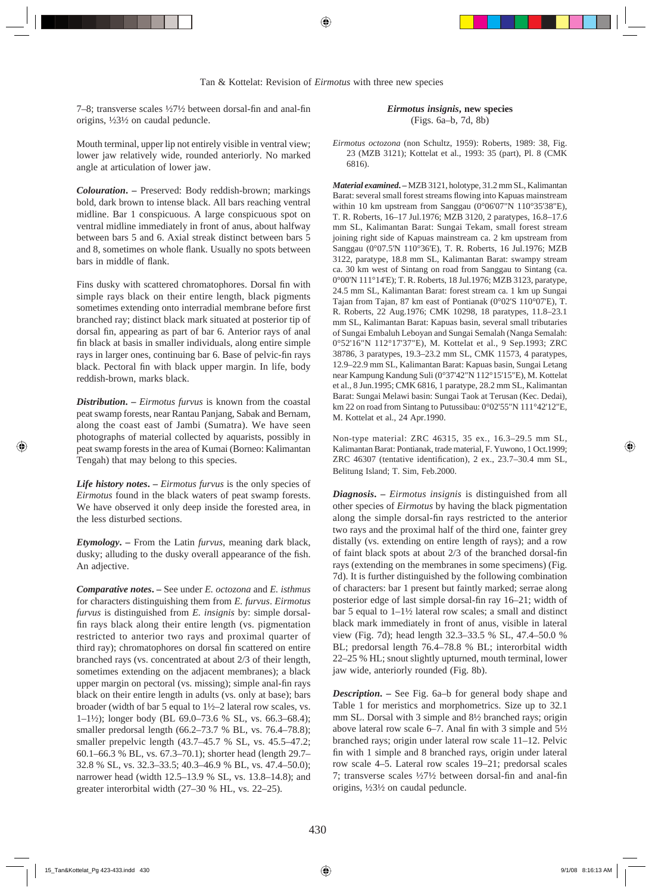7–8; transverse scales ½7½ between dorsal-fin and anal-fin origins, ½3½ on caudal peduncle.

Mouth terminal, upper lip not entirely visible in ventral view; lower jaw relatively wide, rounded anteriorly. No marked angle at articulation of lower jaw.

***Colouration***. – Preserved: Body reddish-brown; markings bold, dark brown to intense black. All bars reaching ventral midline. Bar 1 conspicuous. A large conspicuous spot on ventral midline immediately in front of anus, about halfway between bars 5 and 6. Axial streak distinct between bars 5 and 8, sometimes on whole flank. Usually no spots between bars in middle of flank.

Fins dusky with scattered chromatophores. Dorsal fin with simple rays black on their entire length, black pigments sometimes extending onto interradial membrane before first branched ray; distinct black mark situated at posterior tip of dorsal fin, appearing as part of bar 6. Anterior rays of anal fin black at basis in smaller individuals, along entire simple rays in larger ones, continuing bar 6. Base of pelvic-fin rays black. Pectoral fin with black upper margin. In life, body reddish-brown, marks black.

***Distribution***. – *Eirmotus furvus* is known from the coastal peat swamp forests, near Rantau Panjang, Sabak and Bernam, along the coast east of Jambi (Sumatra). We have seen photographs of material collected by aquarists, possibly in peat swamp forests in the area of Kumai (Borneo: Kalimantan Tengah) that may belong to this species.

***Life history notes***. – *Eirmotus furvus* is the only species of *Eirmotus* found in the black waters of peat swamp forests. We have observed it only deep inside the forested area, in the less disturbed sections.

***Etymology***. – From the Latin *furvus*, meaning dark black, dusky; alluding to the dusky overall appearance of the fish. An adjective.

***Comparative notes***. – See under *E. octozona* and *E. isthmus* for characters distinguishing them from *E. furvus*. *Eirmotus furvus* is distinguished from *E. insignis* by: simple dorsal-fin rays black along their entire length (vs. pigmentation restricted to anterior two rays and proximal quarter of third ray); chromatophores on dorsal fin scattered on entire branched rays (vs. concentrated at about 2/3 of their length, sometimes extending on the adjacent membranes); a black upper margin on pectoral (vs. missing); simple anal-fin rays black on their entire length in adults (vs. only at base); bars broader (width of bar 5 equal to 1½–2 lateral row scales, vs. 1–1½); longer body (BL 69.0–73.6 % SL, vs. 66.3–68.4); smaller predorsal length (66.2–73.7 % BL, vs. 76.4–78.8); smaller prepelvic length (43.7–45.7 % SL, vs. 45.5–47.2; 60.1–66.3 % BL, vs. 67.3–70.1); shorter head (length 29.7–32.8 % SL, vs. 32.3–33.5; 40.3–46.9 % BL, vs. 47.4–50.0); narrower head (width 12.5–13.9 % SL, vs. 13.8–14.8); and greater interorbital width (27–30 % HL, vs. 22–25).

## *Eirmotus insignis*, new species

(Figs. 6a–b, 7d, 8b)

*Eirmotus octozona* (non Schultz, 1959): Roberts, 1989: 38, Fig. 23 (MZB 3121); Kottelat et al., 1993: 35 (part), Pl. 8 (CMK 6816).

***Material examined***. – MZB 3121, holotype, 31.2 mm SL, Kalimantan Barat: several small forest streams flowing into Kapuas mainstream within 10 km upstream from Sanggau (0°06'07"N 110°35'38"E), T. R. Roberts, 16–17 Jul.1976; MZB 3120, 2 paratypes, 16.8–17.6 mm SL, Kalimantan Barat: Sungai Tekam, small forest stream joining right side of Kapuas mainstream ca. 2 km upstream from Sanggau (0°07.5'N 110°36'E), T. R. Roberts, 16 Jul.1976; MZB 3122, paratype, 18.8 mm SL, Kalimantan Barat: swampy stream ca. 30 km west of Sintang on road from Sanggau to Sintang (ca. 0°00'N 111°14'E); T. R. Roberts, 18 Jul.1976; MZB 3123, paratype, 24.5 mm SL, Kalimantan Barat: forest stream ca. 1 km up Sungai Tajan from Tajan, 87 km east of Pontianak (0°02'S 110°07'E), T. R. Roberts, 22 Aug.1976; CMK 10298, 18 paratypes, 11.8–23.1 mm SL, Kalimantan Barat: Kapuas basin, several small tributaries of Sungai Embaluh Leboyan and Sungai Semalah (Nanga Semalah: 0°52'16"N 112°17'37"E), M. Kottelat et al., 9 Sep.1993; ZRC 38786, 3 paratypes, 19.3–23.2 mm SL, CMK 11573, 4 paratypes, 12.9–22.9 mm SL, Kalimantan Barat: Kapuas basin, Sungai Letang near Kampung Kandung Suli (0°37'42"N 112°15'15"E), M. Kottelat et al., 8 Jun.1995; CMK 6816, 1 paratype, 28.2 mm SL, Kalimantan Barat: Sungai Melawi basin: Sungai Taok at Terusan (Kec. Dedai), km 22 on road from Sintang to Putussibau: 0°02'55"N 111°42'12"E, M. Kottelat et al., 24 Apr.1990.

Non-type material: ZRC 46315, 35 ex., 16.3–29.5 mm SL, Kalimantan Barat: Pontianak, trade material, F. Yuwono, 1 Oct.1999; ZRC 46307 (tentative identification), 2 ex., 23.7–30.4 mm SL, Belitung Island; T. Sim, Feb.2000.

***Diagnosis***. – *Eirmotus insignis* is distinguished from all other species of *Eirmotus* by having the black pigmentation along the simple dorsal-fin rays restricted to the anterior two rays and the proximal half of the third one, fainter grey distally (vs. extending on entire length of rays); and a row of faint black spots at about 2/3 of the branched dorsal-fin rays (extending on the membranes in some specimens) (Fig. 7d). It is further distinguished by the following combination of characters: bar 1 present but faintly marked; serrae along posterior edge of last simple dorsal-fin ray 16–21; width of bar 5 equal to 1–1½ lateral row scales; a small and distinct black mark immediately in front of anus, visible in lateral view (Fig. 7d); head length 32.3–33.5 % SL, 47.4–50.0 % BL; predorsal length 76.4–78.8 % BL; interorbital width 22–25 % HL; snout slightly upturned, mouth terminal, lower jaw wide, anteriorly rounded (Fig. 8b).

***Description***. – See Fig. 6a–b for general body shape and Table 1 for meristics and morphometrics. Size up to 32.1 mm SL. Dorsal with 3 simple and 8½ branched rays; origin above lateral row scale 6–7. Anal fin with 3 simple and 5½ branched rays; origin under lateral row scale 11–12. Pelvic fin with 1 simple and 8 branched rays, origin under lateral row scale 4–5. Lateral row scales 19–21; predorsal scales 7; transverse scales ½7½ between dorsal-fin and anal-fin origins, ½3½ on caudal peduncle.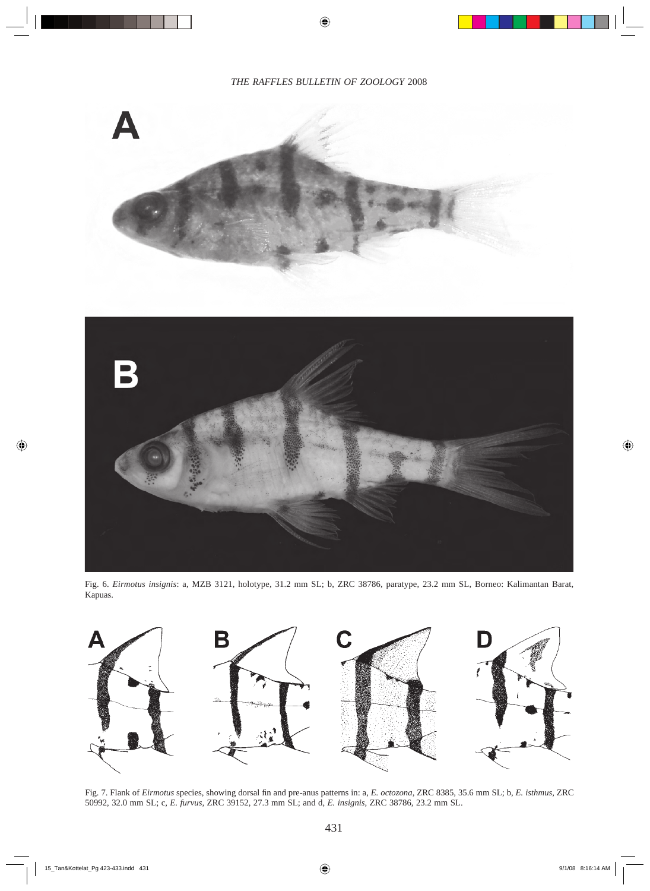Fig. 6. *Eirmotus insignis*: a, MZB 3121, holotype, 31.2 mm SL; b, ZRC 38786, paratype, 23.2 mm SL, Borneo: Kalimantan Barat, Kapuas.

Fig. 7. Flank of *Eirmotus* species, showing dorsal fin and pre-anus patterns in: a, *E. octozona*, ZRC 8385, 35.6 mm SL; b, *E. isthmus*, ZRC 50992, 32.0 mm SL; c, *E. furvus*, ZRC 39152, 27.3 mm SL; and d, *E. insignis*, ZRC 38786, 23.2 mm SL.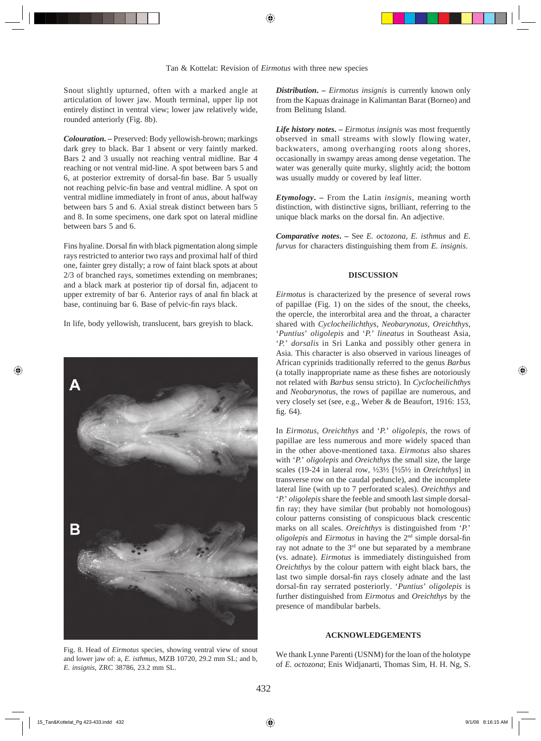Snout slightly upturned, often with a marked angle at articulation of lower jaw. Mouth terminal, upper lip not entirely distinct in ventral view; lower jaw relatively wide, rounded anteriorly (Fig. 8b).

***Colouration***. – Preserved: Body yellowish-brown; markings dark grey to black. Bar 1 absent or very faintly marked. Bars 2 and 3 usually not reaching ventral midline. Bar 4 reaching or not ventral mid-line. A spot between bars 5 and 6, at posterior extremity of dorsal-fin base. Bar 5 usually not reaching pelvic-fin base and ventral midline. A spot on ventral midline immediately in front of anus, about halfway between bars 5 and 6. Axial streak distinct between bars 5 and 8. In some specimens, one dark spot on lateral midline between bars 5 and 6.

Fins hyaline. Dorsal fin with black pigmentation along simple rays restricted to anterior two rays and proximal half of third one, fainter grey distally; a row of faint black spots at about 2/3 of branched rays, sometimes extending on membranes; and a black mark at posterior tip of dorsal fin, adjacent to upper extremity of bar 6. Anterior rays of anal fin black at base, continuing bar 6. Base of pelvic-fin rays black.

In life, body yellowish, translucent, bars greyish to black.

Fig. 8. Head of *Eirmotus* species, showing ventral view of snout and lower jaw of: a, *E. isthmus*, MZB 10720, 29.2 mm SL; and b, *E. insignis*, ZRC 38786, 23.2 mm SL.

***Distribution***. – *Eirmotus insignis* is currently known only from the Kapuas drainage in Kalimantan Barat (Borneo) and from Belitung Island.

***Life history notes***. – *Eirmotus insignis* was most frequently observed in small streams with slowly flowing water, backwaters, among overhanging roots along shores, occasionally in swampy areas among dense vegetation. The water was generally quite murky, slightly acid; the bottom was usually muddy or covered by leaf litter.

***Etymology***. – From the Latin *insignis*, meaning worth distinction, with distinctive signs, brilliant, referring to the unique black marks on the dorsal fin. An adjective.

***Comparative notes***. – See *E. octozona*, *E. isthmus* and *E. furvus* for characters distinguishing them from *E. insignis*.

## DISCUSSION

*Eirmotus* is characterized by the presence of several rows of papillae (Fig. 1) on the sides of the snout, the cheeks, the opercle, the interorbital area and the throat, a character shared with *Cyclocheilichthys*, *Neobarynotus*, *Oreichthys*, '*Puntius*' *oligolepis* and '*P.*' *lineatus* in Southeast Asia, '*P.*' *dorsalis* in Sri Lanka and possibly other genera in Asia. This character is also observed in various lineages of African cyprinids traditionally referred to the genus *Barbus* (a totally inappropriate name as these fishes are notoriously not related with *Barbus* sensu stricto). In *Cyclocheilichthys* and *Neobarynotus*, the rows of papillae are numerous, and very closely set (see, e.g., Weber & de Beaufort, 1916: 153, fig. 64).

In *Eirmotus*, *Oreichthys* and '*P.*' *oligolepis*, the rows of papillae are less numerous and more widely spaced than in the other above-mentioned taxa. *Eirmotus* also shares with '*P.*' *oligolepis* and *Oreichthys* the small size, the large scales (19-24 in lateral row, ½3½ [½5½ in *Oreichthys*] in transverse row on the caudal peduncle), and the incomplete lateral line (with up to 7 perforated scales). *Oreichthys* and '*P.*' *oligolepis* share the feeble and smooth last simple dorsal-fin ray; they have similar (but probably not homologous) colour patterns consisting of conspicuous black crescentic marks on all scales. *Oreichthys* is distinguished from '*P.*' *oligolepis* and *Eirmotus* in having the 2nd simple dorsal-fin ray not adnate to the 3rd one but separated by a membrane (vs. adnate). *Eirmotus* is immediately distinguished from *Oreichthys* by the colour pattern with eight black bars, the last two simple dorsal-fin rays closely adnate and the last dorsal-fin ray serrated posteriorly. '*Puntius*' *oligolepis* is further distinguished from *Eirmotus* and *Oreichthys* by the presence of mandibular barbels.

## ACKNOWLEDGEMENTS

We thank Lynne Parenti (USNM) for the loan of the holotype of *E. octozona*; Enis Widjanarti, Thomas Sim, H. H. Ng, S.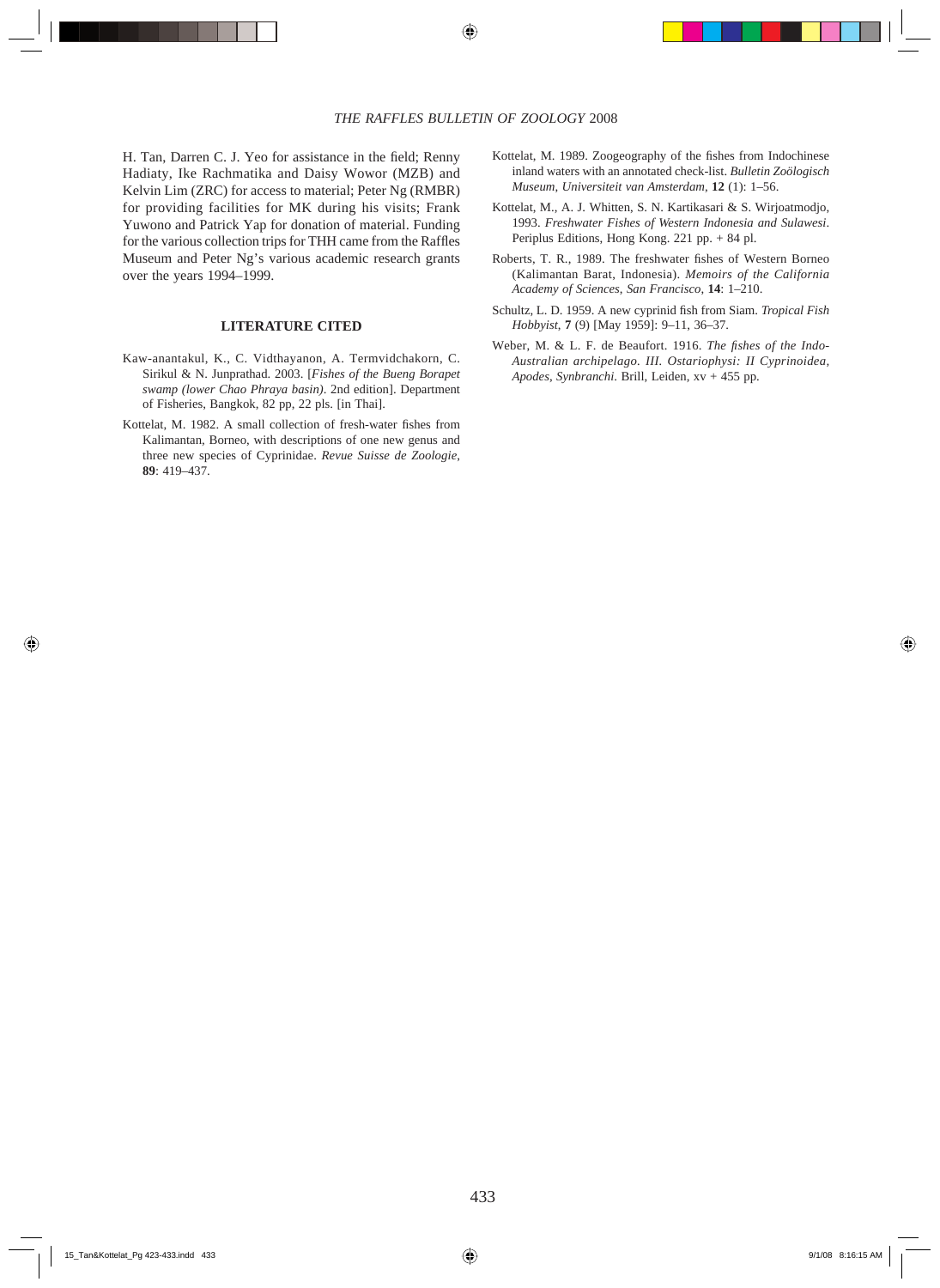H. Tan, Darren C. J. Yeo for assistance in the field; Renny Hadiaty, Ike Rachmatika and Daisy Wowor (MZB) and Kelvin Lim (ZRC) for access to material; Peter Ng (RMBR) for providing facilities for MK during his visits; Frank Yuwono and Patrick Yap for donation of material. Funding for the various collection trips for THH came from the Raffles Museum and Peter Ng's various academic research grants over the years 1994–1999.

## LITERATURE CITED

Kaw-anantakul, K., C. Vidthayanon, A. Termvidchakorn, C. Sirikul & N. Junprathad. 2003. [*Fishes of the Bueng Borapet swamp (lower Chao Phraya basin)*. 2nd edition]. Department of Fisheries, Bangkok, 82 pp, 22 pls. [in Thai].

Kottelat, M. 1982. A small collection of fresh-water fishes from Kalimantan, Borneo, with descriptions of one new genus and three new species of Cyprinidae. *Revue Suisse de Zoologie*, **89**: 419–437.

Kottelat, M. 1989. Zoogeography of the fishes from Indochinese inland waters with an annotated check-list. *Bulletin Zoölogisch Museum, Universiteit van Amsterdam*, **12** (1): 1–56.

Kottelat, M., A. J. Whitten, S. N. Kartikasari & S. Wirjoatmodjo, 1993. *Freshwater Fishes of Western Indonesia and Sulawesi*. Periplus Editions, Hong Kong. 221 pp. + 84 pl.

Roberts, T. R., 1989. The freshwater fishes of Western Borneo (Kalimantan Barat, Indonesia). *Memoirs of the California Academy of Sciences, San Francisco*, **14**: 1–210.

Schultz, L. D. 1959. A new cyprinid fish from Siam. *Tropical Fish Hobbyist*, **7** (9) [May 1959]: 9–11, 36–37.

Weber, M. & L. F. de Beaufort. 1916. *The fishes of the Indo-Australian archipelago. III. Ostariophysi: II Cyprinoidea, Apodes, Synbranchi*. Brill, Leiden, xv + 455 pp.